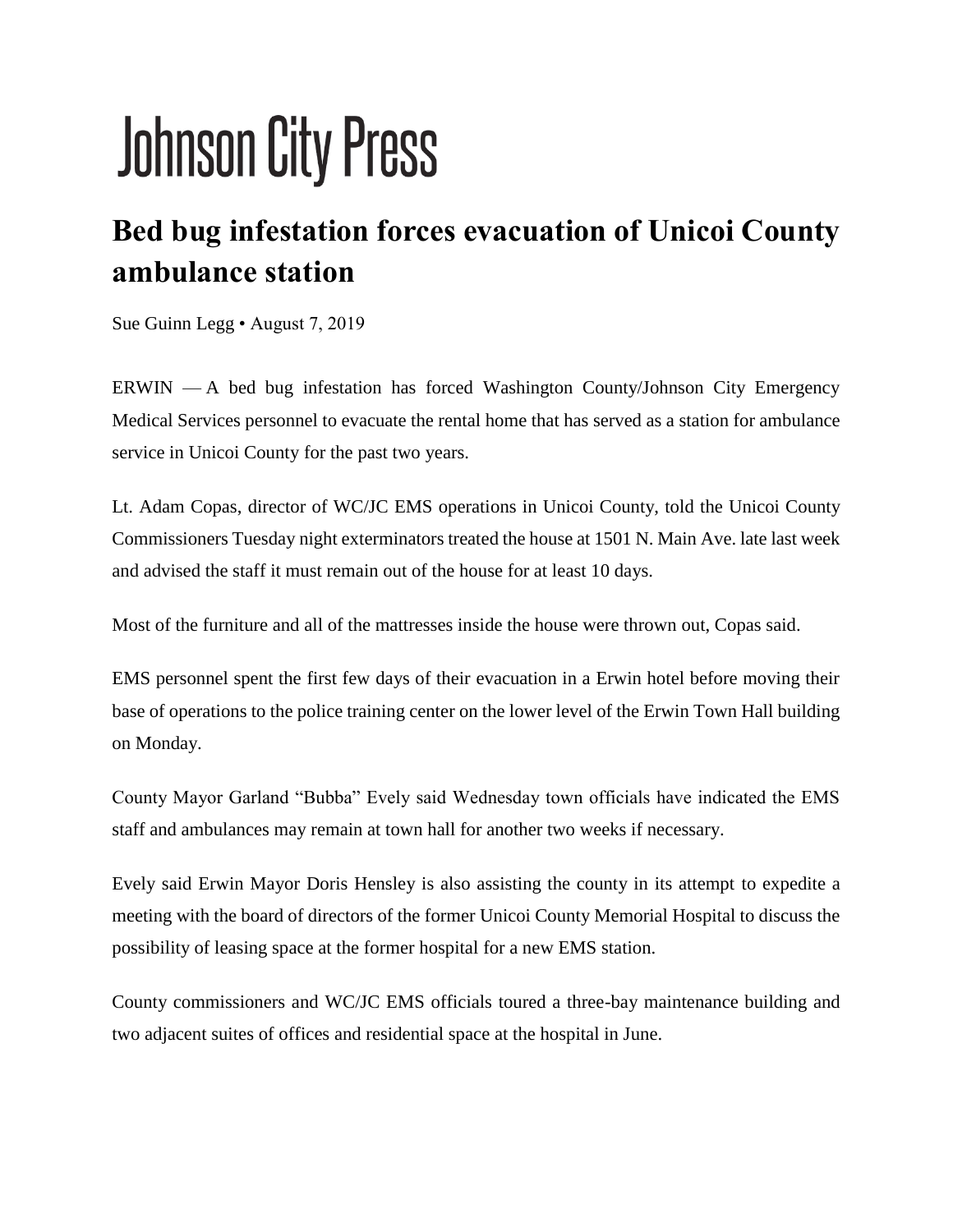# Johnson City Press

## Bed bug infestation forces evacuation of Unicoi County ambulance station

Sue Guinn Legg • August 7, 2019

ERWIN — A bed bug infestation has forced Washington County/Johnson City Emergency Medical Services personnel to evacuate the rental home that has served as a station for ambulance service in Unicoi County for the past two years.

Lt. Adam Copas, director of WC/JC EMS operations in Unicoi County, told the Unicoi County Commissioners Tuesday night exterminators treated the house at 1501 N. Main Ave. late last week and advised the staff it must remain out of the house for at least 10 days.

Most of the furniture and all of the mattresses inside the house were thrown out, Copas said.

EMS personnel spent the first few days of their evacuation in a Erwin hotel before moving their base of operations to the police training center on the lower level of the Erwin Town Hall building on Monday.

County Mayor Garland "Bubba" Evely said Wednesday town officials have indicated the EMS staff and ambulances may remain at town hall for another two weeks if necessary.

Evely said Erwin Mayor Doris Hensley is also assisting the county in its attempt to expedite a meeting with the board of directors of the former Unicoi County Memorial Hospital to discuss the possibility of leasing space at the former hospital for a new EMS station.

County commissioners and WC/JC EMS officials toured a three-bay maintenance building and two adjacent suites of offices and residential space at the hospital in June.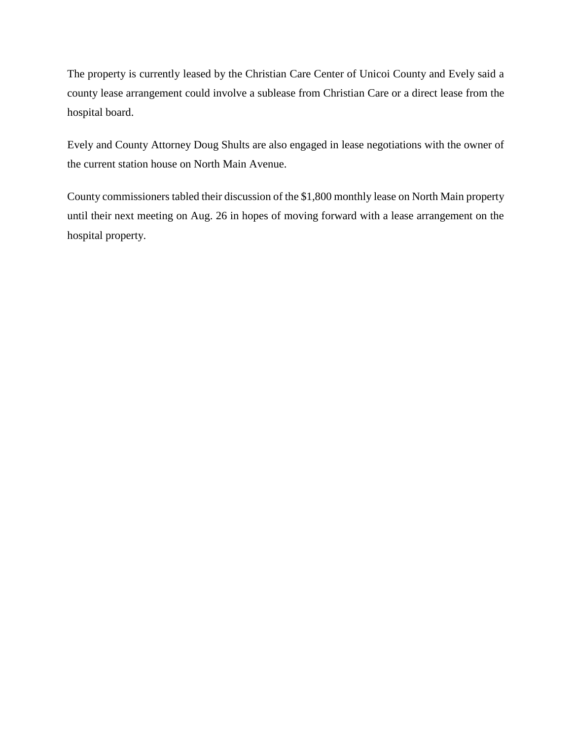The property is currently leased by the Christian Care Center of Unicoi County and Evely said a county lease arrangement could involve a sublease from Christian Care or a direct lease from the hospital board.

Evely and County Attorney Doug Shults are also engaged in lease negotiations with the owner of the current station house on North Main Avenue.

County commissioners tabled their discussion of the $1,800 monthly lease on North Main property until their next meeting on Aug. 26 in hopes of moving forward with a lease arrangement on the hospital property.